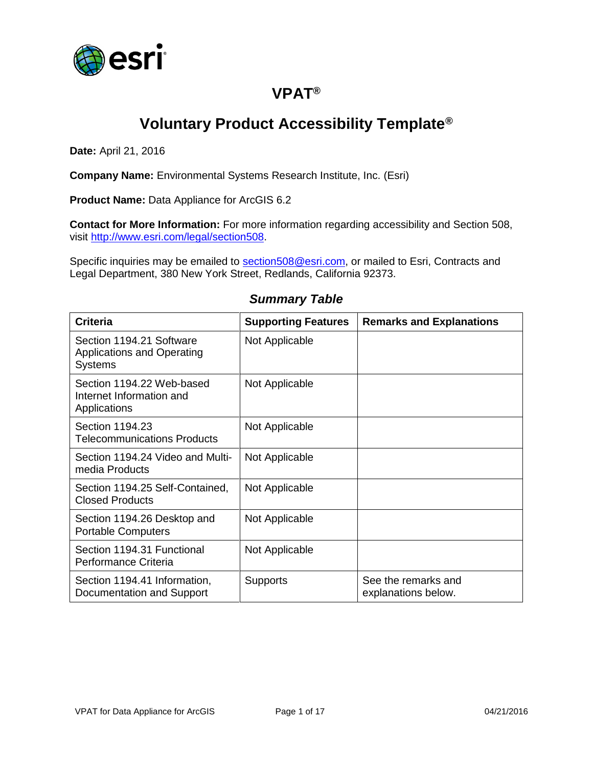# VPAT®

# Voluntary Product Accessibility Template®

**Date:** April 21, 2016

**Company Name:** Environmental Systems Research Institute, Inc. (Esri)

**Product Name:** Data Appliance for ArcGIS 6.2

**Contact for More Information:** For more information regarding accessibility and Section 508, visit http://www.esri.com/legal/section508.

Specific inquiries may be emailed to section508@esri.com, or mailed to Esri, Contracts and Legal Department, 380 New York Street, Redlands, California 92373.

## *Summary Table*

| Criteria | Supporting Features | Remarks and Explanations |
|---|---|---|
| Section 1194.21 Software Applications and Operating Systems | Not Applicable | |
| Section 1194.22 Web-based Internet Information and Applications | Not Applicable | |
| Section 1194.23 Telecommunications Products | Not Applicable | |
| Section 1194.24 Video and Multi-media Products | Not Applicable | |
| Section 1194.25 Self-Contained, Closed Products | Not Applicable | |
| Section 1194.26 Desktop and Portable Computers | Not Applicable | |
| Section 1194.31 Functional Performance Criteria | Not Applicable | |
| Section 1194.41 Information, Documentation and Support | Supports | See the remarks and explanations below. |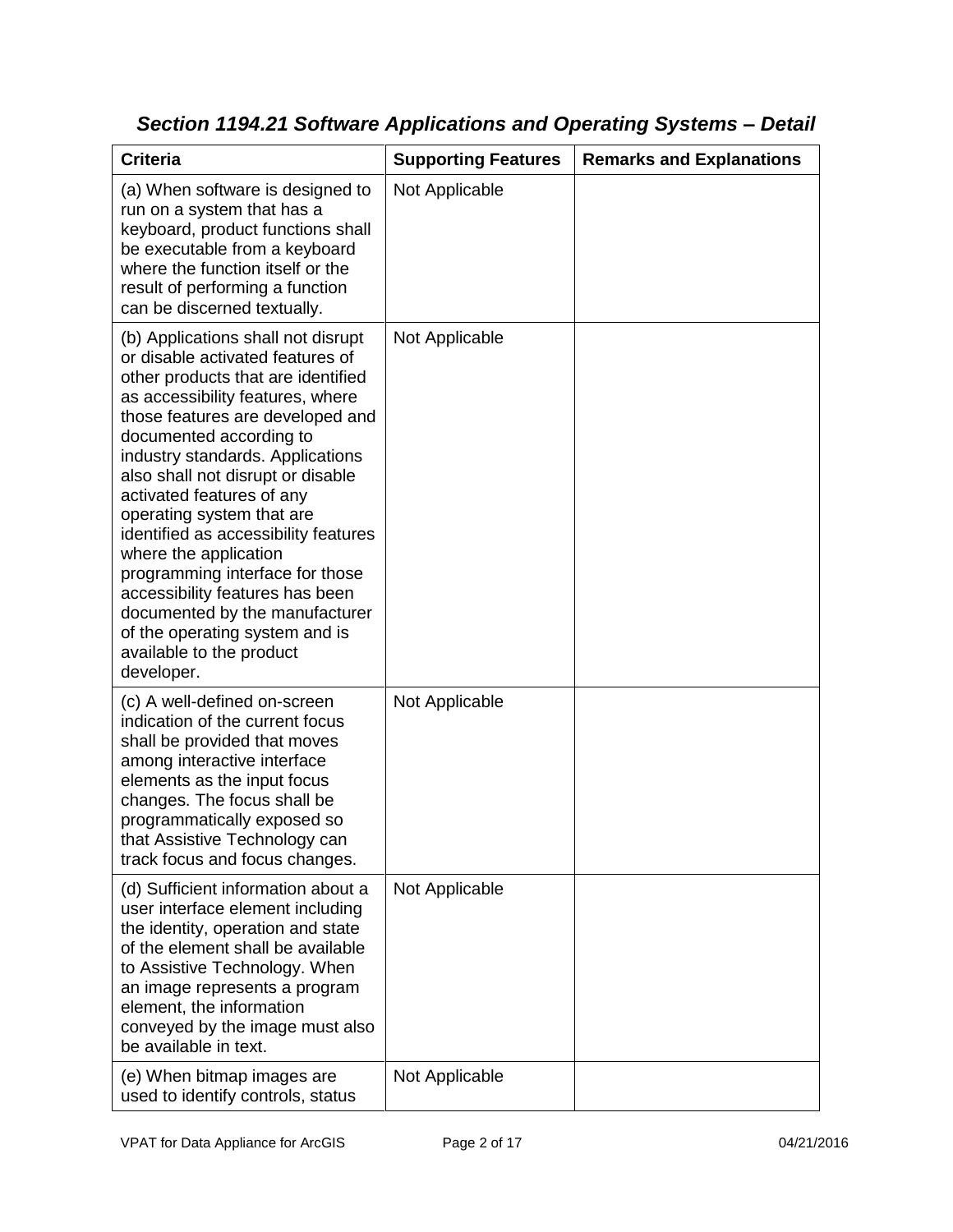## *Section 1194.21 Software Applications and Operating Systems – Detail*

| Criteria | Supporting Features | Remarks and Explanations |
| --- | --- | --- |
| (a) When software is designed to run on a system that has a keyboard, product functions shall be executable from a keyboard where the function itself or the result of performing a function can be discerned textually. | Not Applicable | |
| (b) Applications shall not disrupt or disable activated features of other products that are identified as accessibility features, where those features are developed and documented according to industry standards. Applications also shall not disrupt or disable activated features of any operating system that are identified as accessibility features where the application programming interface for those accessibility features has been documented by the manufacturer of the operating system and is available to the product developer. | Not Applicable | |
| (c) A well-defined on-screen indication of the current focus shall be provided that moves among interactive interface elements as the input focus changes. The focus shall be programmatically exposed so that Assistive Technology can track focus and focus changes. | Not Applicable | |
| (d) Sufficient information about a user interface element including the identity, operation and state of the element shall be available to Assistive Technology. When an image represents a program element, the information conveyed by the image must also be available in text. | Not Applicable | |
| (e) When bitmap images are used to identify controls, status | Not Applicable | |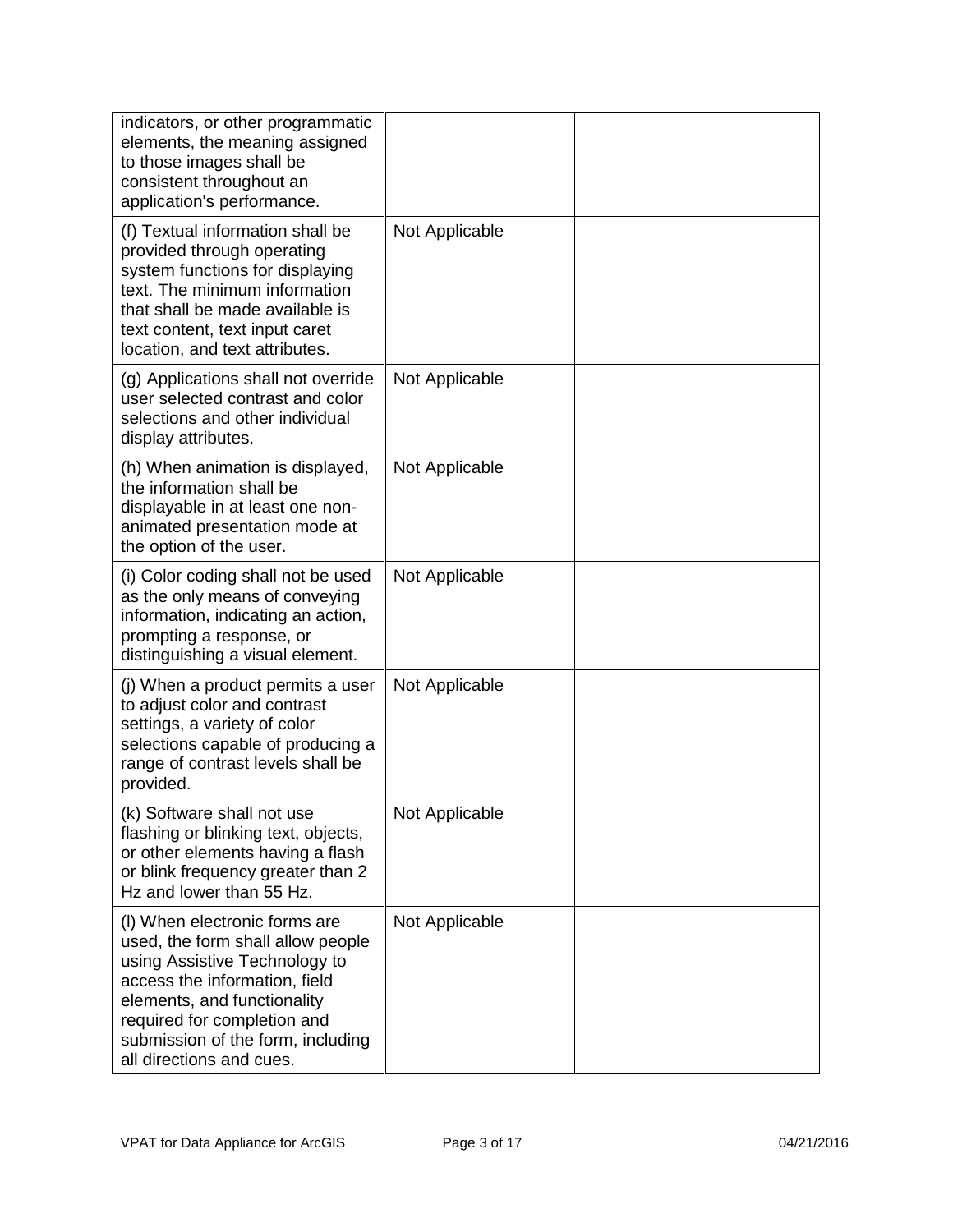| | | |
|---|---|---|
| indicators, or other programmatic elements, the meaning assigned to those images shall be consistent throughout an application's performance. | | |
| (f) Textual information shall be provided through operating system functions for displaying text. The minimum information that shall be made available is text content, text input caret location, and text attributes. | Not Applicable | |
| (g) Applications shall not override user selected contrast and color selections and other individual display attributes. | Not Applicable | |
| (h) When animation is displayed, the information shall be displayable in at least one non-animated presentation mode at the option of the user. | Not Applicable | |
| (i) Color coding shall not be used as the only means of conveying information, indicating an action, prompting a response, or distinguishing a visual element. | Not Applicable | |
| (j) When a product permits a user to adjust color and contrast settings, a variety of color selections capable of producing a range of contrast levels shall be provided. | Not Applicable | |
| (k) Software shall not use flashing or blinking text, objects, or other elements having a flash or blink frequency greater than 2 Hz and lower than 55 Hz. | Not Applicable | |
| (l) When electronic forms are used, the form shall allow people using Assistive Technology to access the information, field elements, and functionality required for completion and submission of the form, including all directions and cues. | Not Applicable | |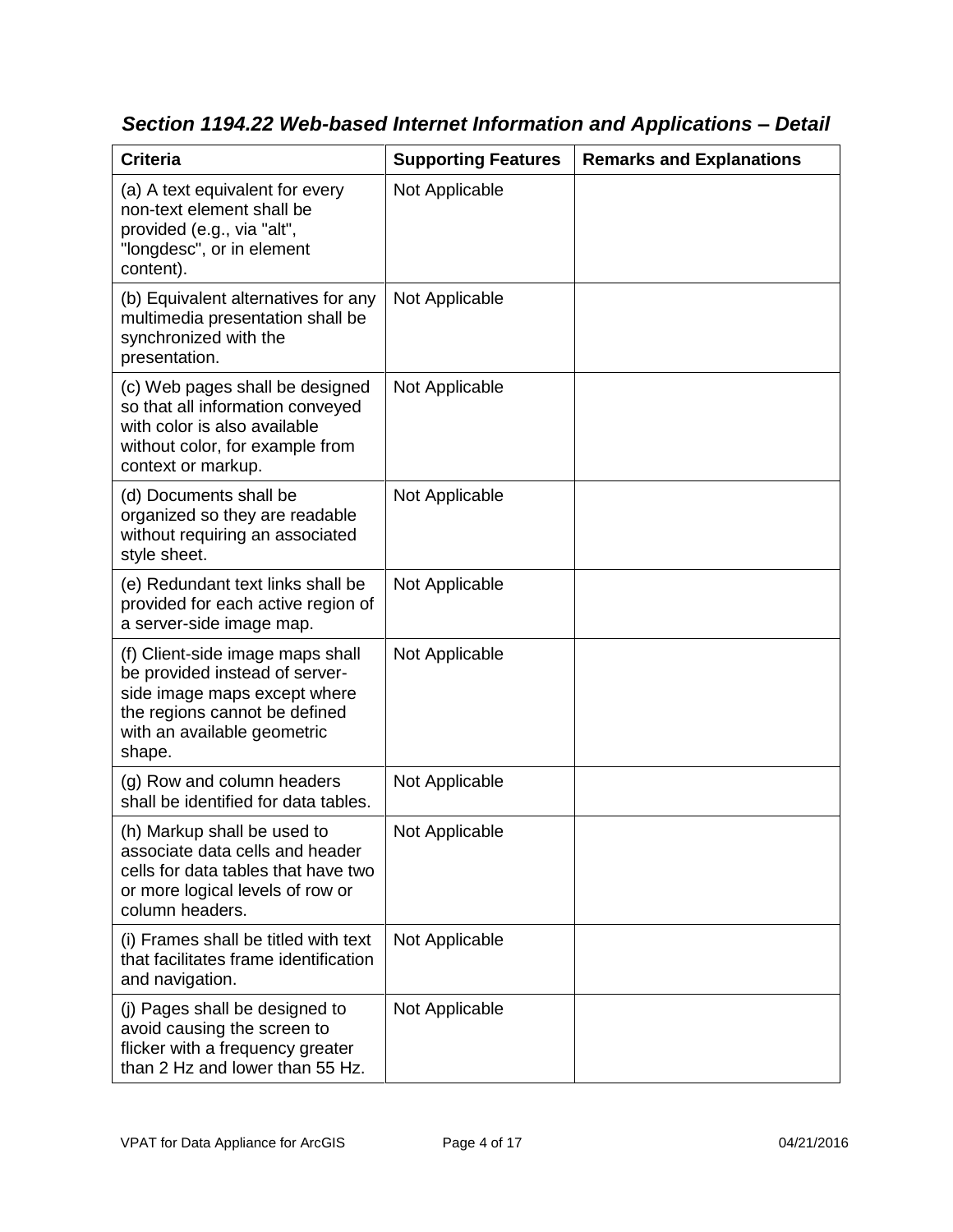### *Section 1194.22 Web-based Internet Information and Applications – Detail*

| Criteria | Supporting Features | Remarks and Explanations |
| --- | --- | --- |
| (a) A text equivalent for every non-text element shall be provided (e.g., via "alt", "longdesc", or in element content). | Not Applicable | |
| (b) Equivalent alternatives for any multimedia presentation shall be synchronized with the presentation. | Not Applicable | |
| (c) Web pages shall be designed so that all information conveyed with color is also available without color, for example from context or markup. | Not Applicable | |
| (d) Documents shall be organized so they are readable without requiring an associated style sheet. | Not Applicable | |
| (e) Redundant text links shall be provided for each active region of a server-side image map. | Not Applicable | |
| (f) Client-side image maps shall be provided instead of server-side image maps except where the regions cannot be defined with an available geometric shape. | Not Applicable | |
| (g) Row and column headers shall be identified for data tables. | Not Applicable | |
| (h) Markup shall be used to associate data cells and header cells for data tables that have two or more logical levels of row or column headers. | Not Applicable | |
| (i) Frames shall be titled with text that facilitates frame identification and navigation. | Not Applicable | |
| (j) Pages shall be designed to avoid causing the screen to flicker with a frequency greater than 2 Hz and lower than 55 Hz. | Not Applicable | |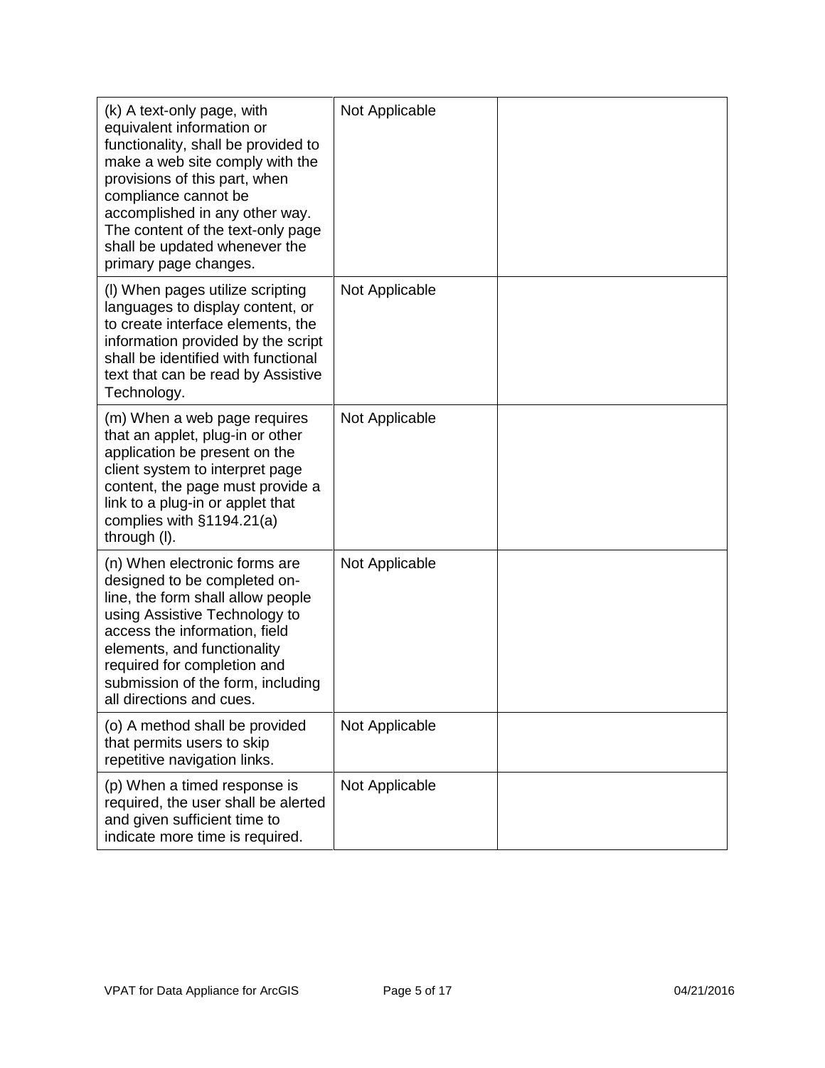| (k) A text-only page, with equivalent information or functionality, shall be provided to make a web site comply with the provisions of this part, when compliance cannot be accomplished in any other way. The content of the text-only page shall be updated whenever the primary page changes. | Not Applicable | |
|---|---|---|
| (l) When pages utilize scripting languages to display content, or to create interface elements, the information provided by the script shall be identified with functional text that can be read by Assistive Technology. | Not Applicable | |
| (m) When a web page requires that an applet, plug-in or other application be present on the client system to interpret page content, the page must provide a link to a plug-in or applet that complies with §1194.21(a) through (l). | Not Applicable | |
| (n) When electronic forms are designed to be completed on-line, the form shall allow people using Assistive Technology to access the information, field elements, and functionality required for completion and submission of the form, including all directions and cues. | Not Applicable | |
| (o) A method shall be provided that permits users to skip repetitive navigation links. | Not Applicable | |
| (p) When a timed response is required, the user shall be alerted and given sufficient time to indicate more time is required. | Not Applicable | |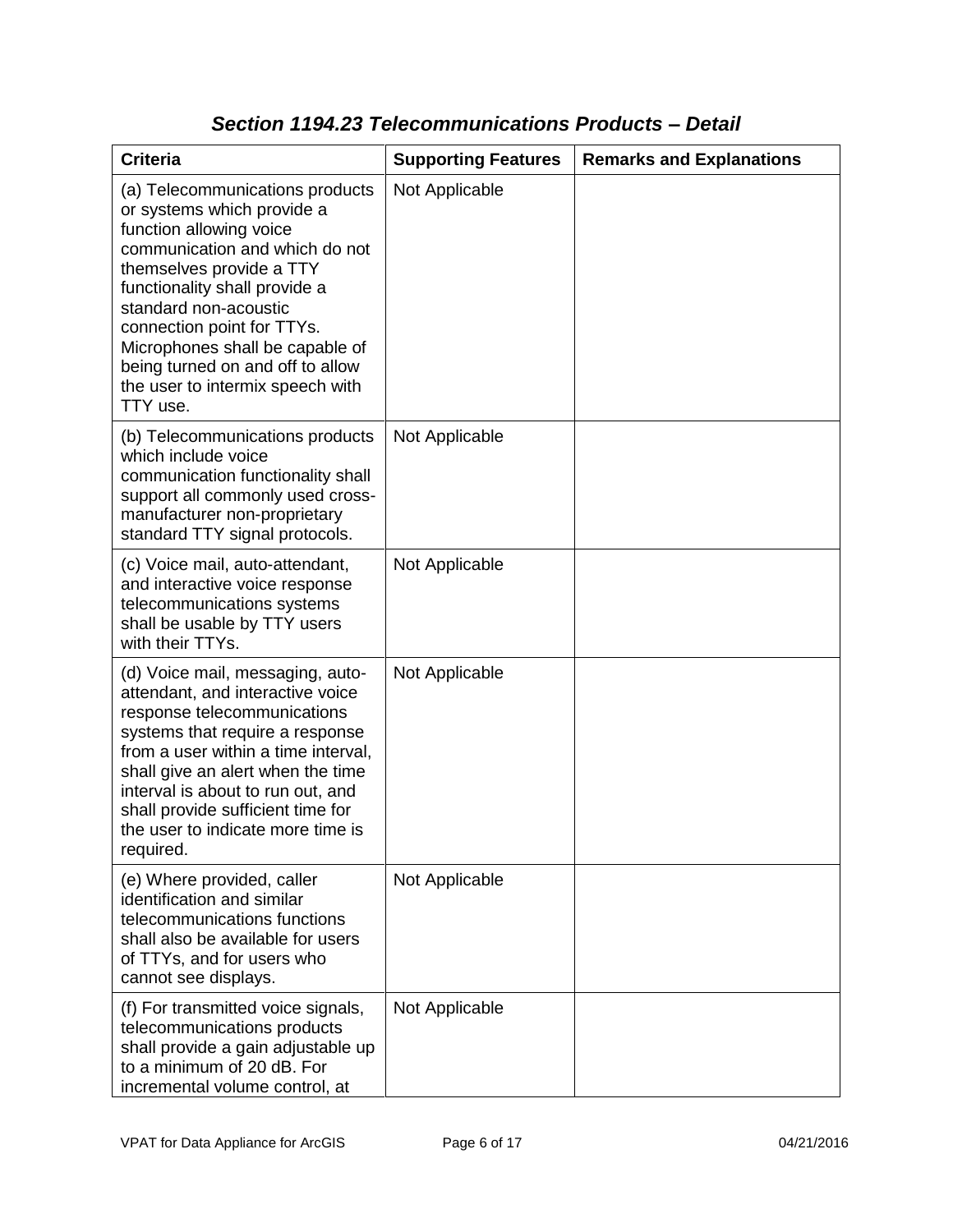## *Section 1194.23 Telecommunications Products – Detail*

| Criteria | Supporting Features | Remarks and Explanations |
| --- | --- | --- |
| (a) Telecommunications products or systems which provide a function allowing voice communication and which do not themselves provide a TTY functionality shall provide a standard non-acoustic connection point for TTYs. Microphones shall be capable of being turned on and off to allow the user to intermix speech with TTY use. | Not Applicable | |
| (b) Telecommunications products which include voice communication functionality shall support all commonly used cross-manufacturer non-proprietary standard TTY signal protocols. | Not Applicable | |
| (c) Voice mail, auto-attendant, and interactive voice response telecommunications systems shall be usable by TTY users with their TTYs. | Not Applicable | |
| (d) Voice mail, messaging, auto-attendant, and interactive voice response telecommunications systems that require a response from a user within a time interval, shall give an alert when the time interval is about to run out, and shall provide sufficient time for the user to indicate more time is required. | Not Applicable | |
| (e) Where provided, caller identification and similar telecommunications functions shall also be available for users of TTYs, and for users who cannot see displays. | Not Applicable | |
| (f) For transmitted voice signals, telecommunications products shall provide a gain adjustable up to a minimum of 20 dB. For incremental volume control, at | Not Applicable | |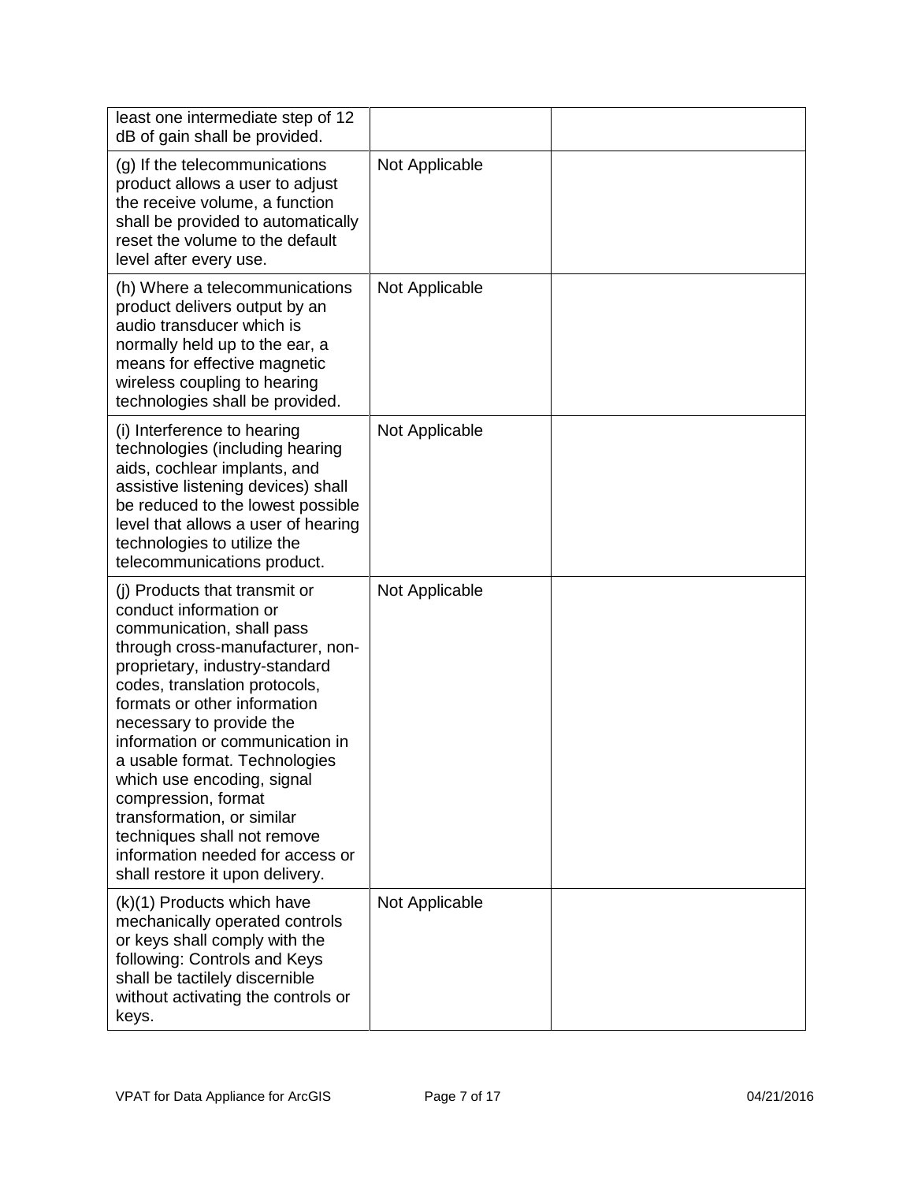| | | |
|---|---|---|
| least one intermediate step of 12 dB of gain shall be provided. | | |
| (g) If the telecommunications product allows a user to adjust the receive volume, a function shall be provided to automatically reset the volume to the default level after every use. | Not Applicable | |
| (h) Where a telecommunications product delivers output by an audio transducer which is normally held up to the ear, a means for effective magnetic wireless coupling to hearing technologies shall be provided. | Not Applicable | |
| (i) Interference to hearing technologies (including hearing aids, cochlear implants, and assistive listening devices) shall be reduced to the lowest possible level that allows a user of hearing technologies to utilize the telecommunications product. | Not Applicable | |
| (j) Products that transmit or conduct information or communication, shall pass through cross-manufacturer, non-proprietary, industry-standard codes, translation protocols, formats or other information necessary to provide the information or communication in a usable format. Technologies which use encoding, signal compression, format transformation, or similar techniques shall not remove information needed for access or shall restore it upon delivery. | Not Applicable | |
| (k)(1) Products which have mechanically operated controls or keys shall comply with the following: Controls and Keys shall be tactilely discernible without activating the controls or keys. | Not Applicable | |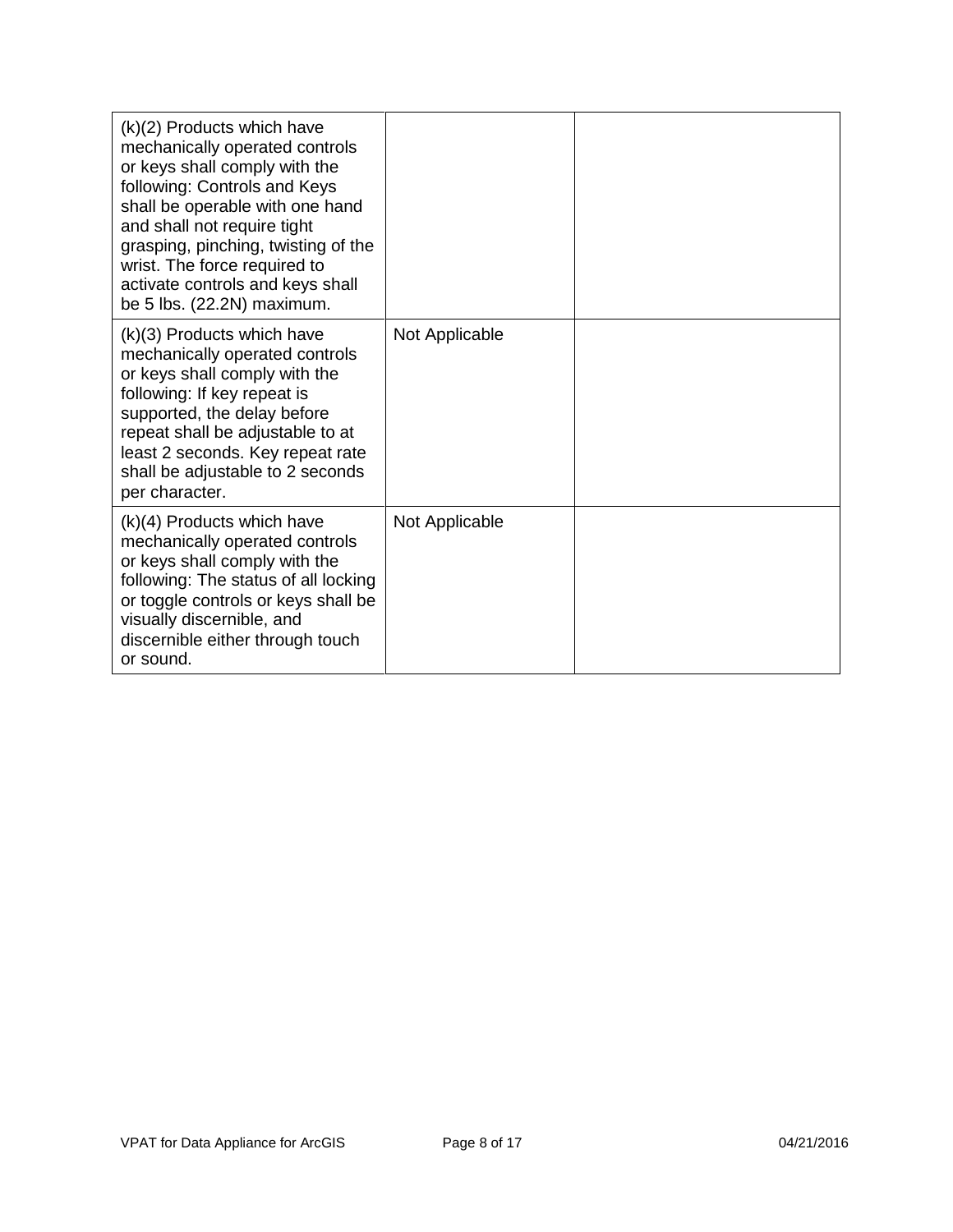| | | |
|---|---|---|
| (k)(2) Products which have mechanically operated controls or keys shall comply with the following: Controls and Keys shall be operable with one hand and shall not require tight grasping, pinching, twisting of the wrist. The force required to activate controls and keys shall be 5 lbs. (22.2N) maximum. | | |
| (k)(3) Products which have mechanically operated controls or keys shall comply with the following: If key repeat is supported, the delay before repeat shall be adjustable to at least 2 seconds. Key repeat rate shall be adjustable to 2 seconds per character. | Not Applicable | |
| (k)(4) Products which have mechanically operated controls or keys shall comply with the following: The status of all locking or toggle controls or keys shall be visually discernible, and discernible either through touch or sound. | Not Applicable | |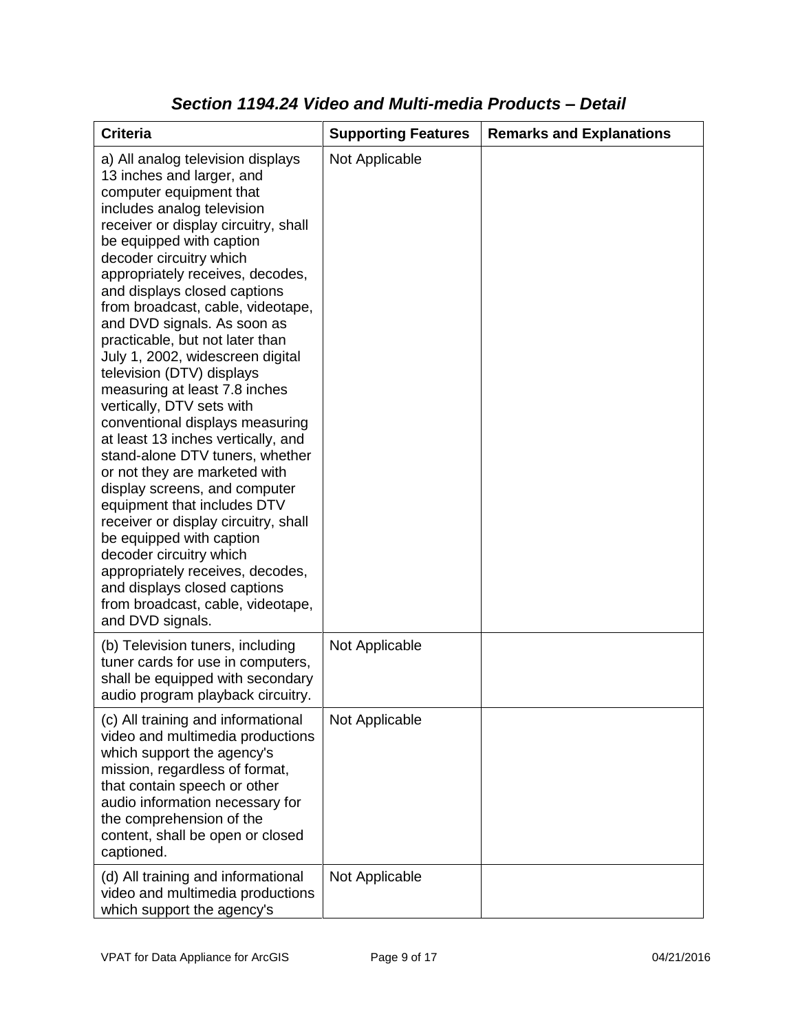### *Section 1194.24 Video and Multi-media Products – Detail*

| Criteria | Supporting Features | Remarks and Explanations |
|---|---|---|
| a) All analog television displays 13 inches and larger, and computer equipment that includes analog television receiver or display circuitry, shall be equipped with caption decoder circuitry which appropriately receives, decodes, and displays closed captions from broadcast, cable, videotape, and DVD signals. As soon as practicable, but not later than July 1, 2002, widescreen digital television (DTV) displays measuring at least 7.8 inches vertically, DTV sets with conventional displays measuring at least 13 inches vertically, and stand-alone DTV tuners, whether or not they are marketed with display screens, and computer equipment that includes DTV receiver or display circuitry, shall be equipped with caption decoder circuitry which appropriately receives, decodes, and displays closed captions from broadcast, cable, videotape, and DVD signals. | Not Applicable | |
| (b) Television tuners, including tuner cards for use in computers, shall be equipped with secondary audio program playback circuitry. | Not Applicable | |
| (c) All training and informational video and multimedia productions which support the agency's mission, regardless of format, that contain speech or other audio information necessary for the comprehension of the content, shall be open or closed captioned. | Not Applicable | |
| (d) All training and informational video and multimedia productions which support the agency's | Not Applicable | |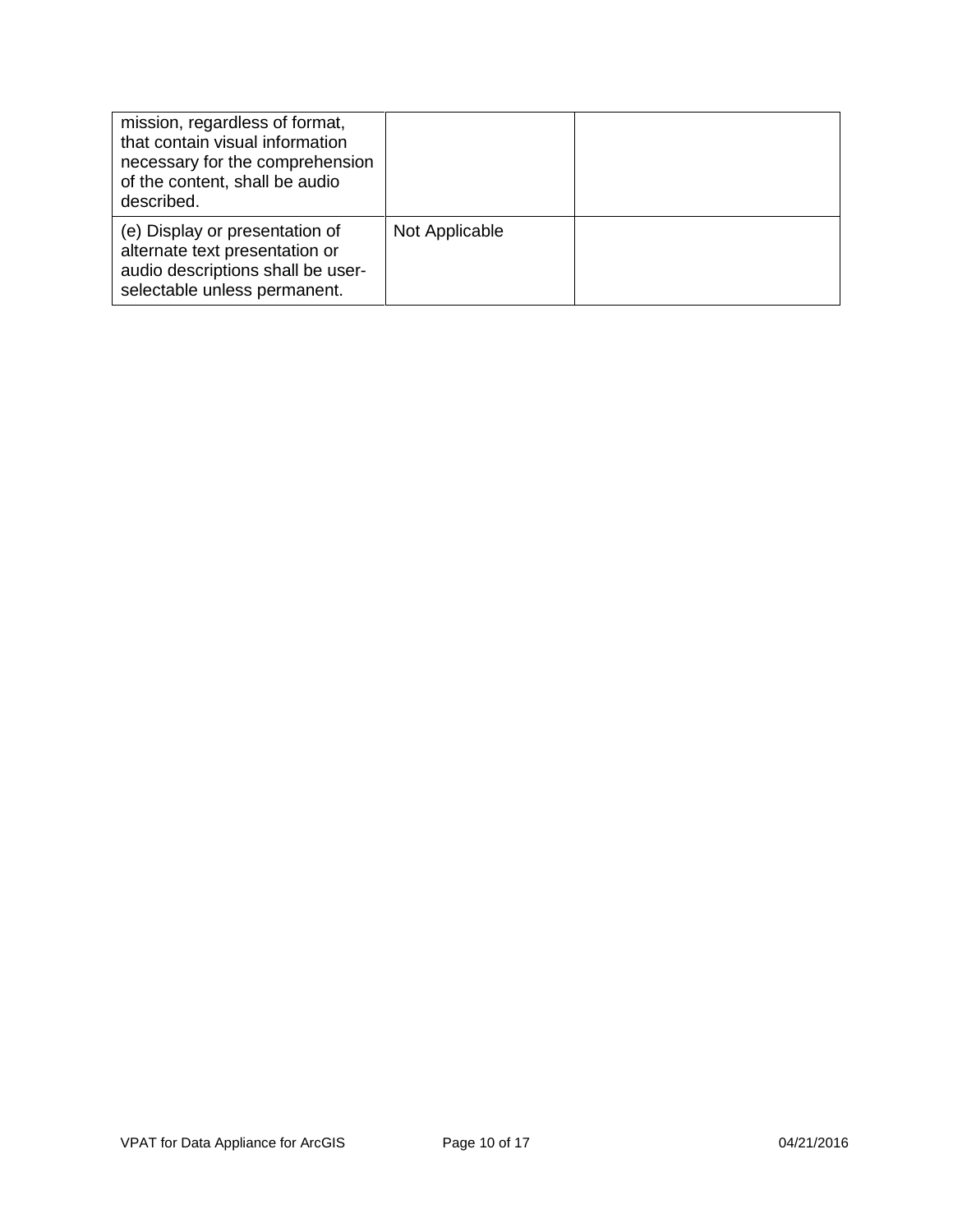| | | |
|---|---|---|
| mission, regardless of format, that contain visual information necessary for the comprehension of the content, shall be audio described. | | |
| (e) Display or presentation of alternate text presentation or audio descriptions shall be user-selectable unless permanent. | Not Applicable | |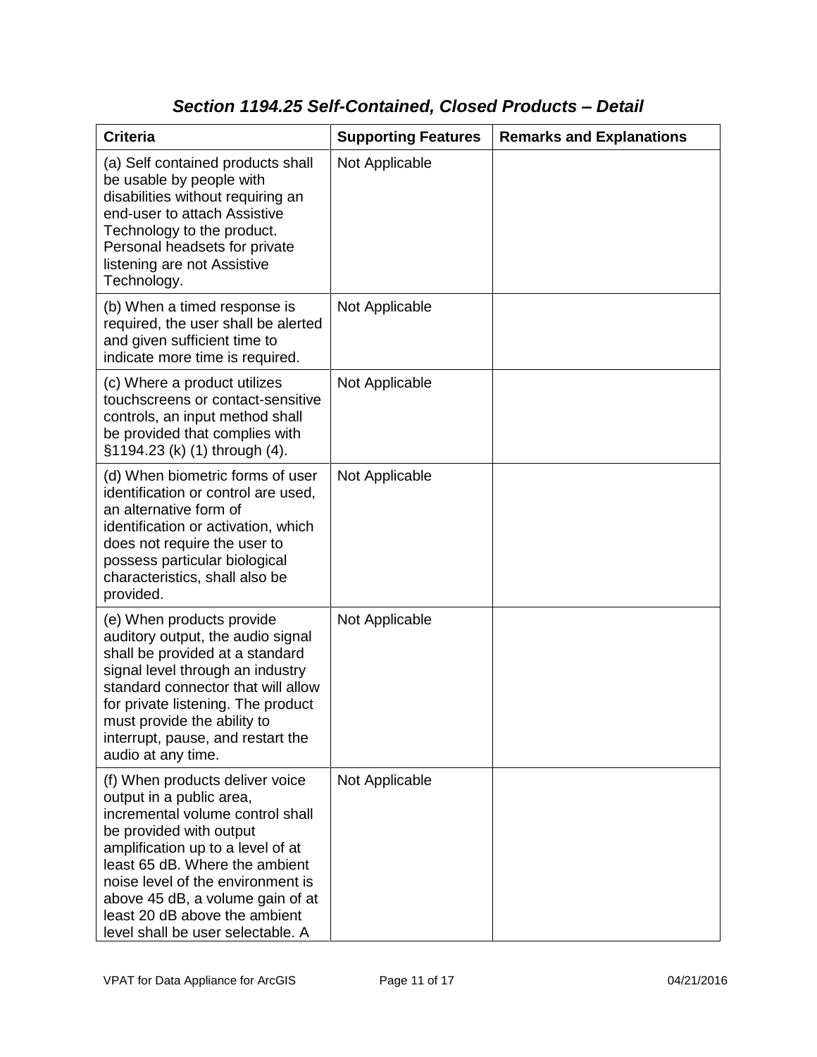## *Section 1194.25 Self-Contained, Closed Products – Detail*

| Criteria | Supporting Features | Remarks and Explanations |
|---|---|---|
| (a) Self contained products shall be usable by people with disabilities without requiring an end-user to attach Assistive Technology to the product. Personal headsets for private listening are not Assistive Technology. | Not Applicable | |
| (b) When a timed response is required, the user shall be alerted and given sufficient time to indicate more time is required. | Not Applicable | |
| (c) Where a product utilizes touchscreens or contact-sensitive controls, an input method shall be provided that complies with §1194.23 (k) (1) through (4). | Not Applicable | |
| (d) When biometric forms of user identification or control are used, an alternative form of identification or activation, which does not require the user to possess particular biological characteristics, shall also be provided. | Not Applicable | |
| (e) When products provide auditory output, the audio signal shall be provided at a standard signal level through an industry standard connector that will allow for private listening. The product must provide the ability to interrupt, pause, and restart the audio at any time. | Not Applicable | |
| (f) When products deliver voice output in a public area, incremental volume control shall be provided with output amplification up to a level of at least 65 dB. Where the ambient noise level of the environment is above 45 dB, a volume gain of at least 20 dB above the ambient level shall be user selectable. A | Not Applicable | |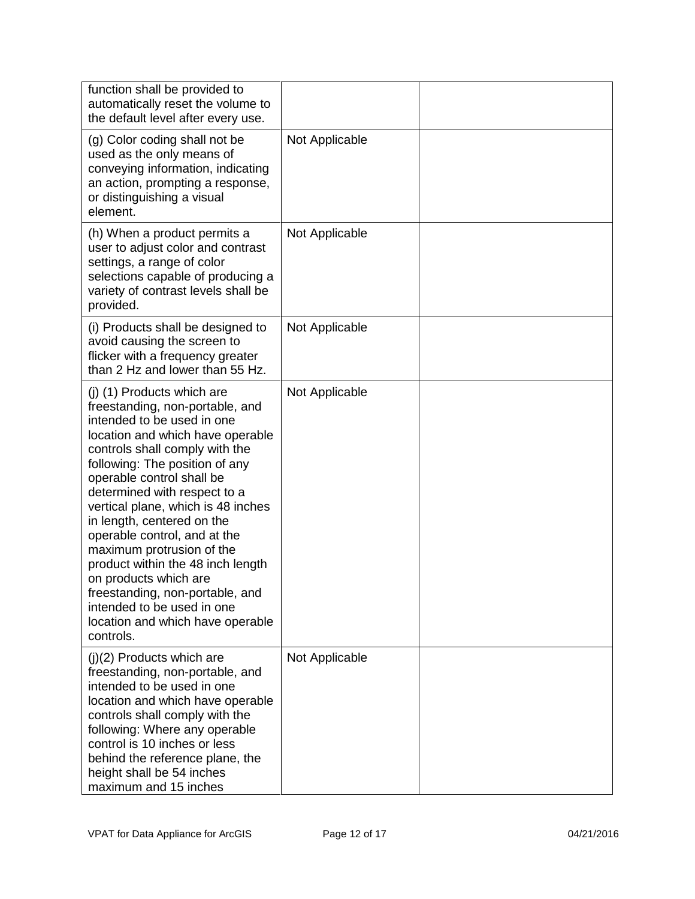| | | |
|---|---|---|
| function shall be provided to automatically reset the volume to the default level after every use. | | |
| (g) Color coding shall not be used as the only means of conveying information, indicating an action, prompting a response, or distinguishing a visual element. | Not Applicable | |
| (h) When a product permits a user to adjust color and contrast settings, a range of color selections capable of producing a variety of contrast levels shall be provided. | Not Applicable | |
| (i) Products shall be designed to avoid causing the screen to flicker with a frequency greater than 2 Hz and lower than 55 Hz. | Not Applicable | |
| (j) (1) Products which are freestanding, non-portable, and intended to be used in one location and which have operable controls shall comply with the following: The position of any operable control shall be determined with respect to a vertical plane, which is 48 inches in length, centered on the operable control, and at the maximum protrusion of the product within the 48 inch length on products which are freestanding, non-portable, and intended to be used in one location and which have operable controls. | Not Applicable | |
| (j)(2) Products which are freestanding, non-portable, and intended to be used in one location and which have operable controls shall comply with the following: Where any operable control is 10 inches or less behind the reference plane, the height shall be 54 inches maximum and 15 inches | Not Applicable | |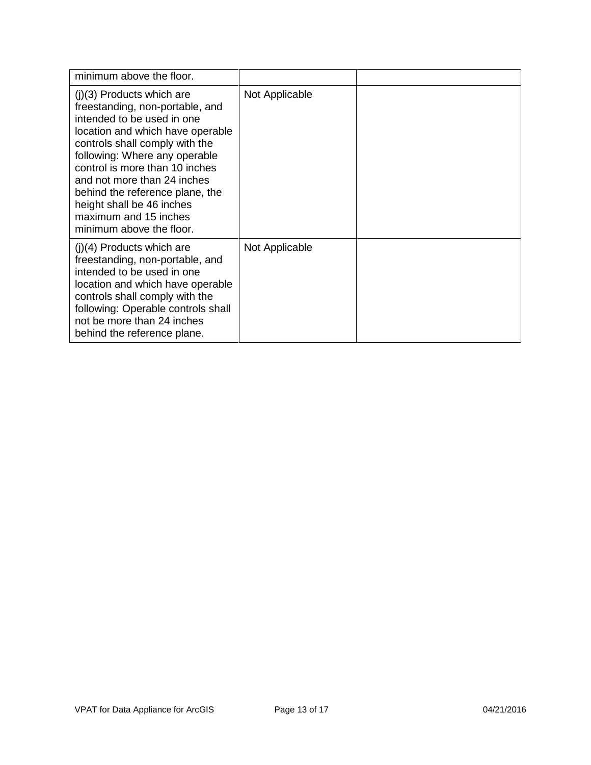| | | |
|---|---|---|
| minimum above the floor. | | |
| (j)(3) Products which are freestanding, non-portable, and intended to be used in one location and which have operable controls shall comply with the following: Where any operable control is more than 10 inches and not more than 24 inches behind the reference plane, the height shall be 46 inches maximum and 15 inches minimum above the floor. | Not Applicable | |
| (j)(4) Products which are freestanding, non-portable, and intended to be used in one location and which have operable controls shall comply with the following: Operable controls shall not be more than 24 inches behind the reference plane. | Not Applicable | |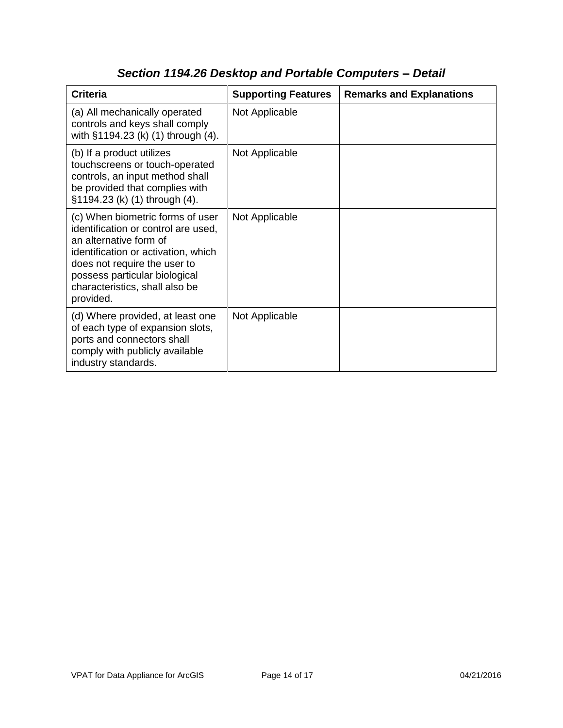## *Section 1194.26 Desktop and Portable Computers – Detail*

| Criteria | Supporting Features | Remarks and Explanations |
| --- | --- | --- |
| (a) All mechanically operated controls and keys shall comply with §1194.23 (k) (1) through (4). | Not Applicable | |
| (b) If a product utilizes touchscreens or touch-operated controls, an input method shall be provided that complies with §1194.23 (k) (1) through (4). | Not Applicable | |
| (c) When biometric forms of user identification or control are used, an alternative form of identification or activation, which does not require the user to possess particular biological characteristics, shall also be provided. | Not Applicable | |
| (d) Where provided, at least one of each type of expansion slots, ports and connectors shall comply with publicly available industry standards. | Not Applicable | |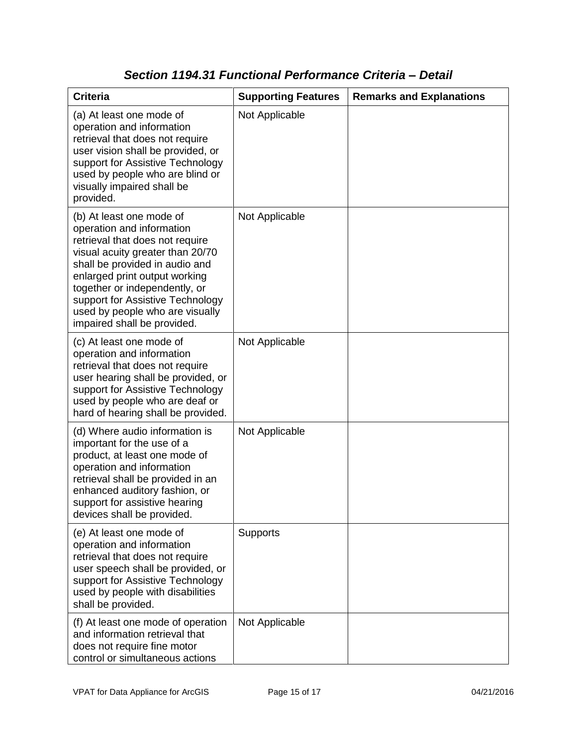### *Section 1194.31 Functional Performance Criteria – Detail*

| Criteria | Supporting Features | Remarks and Explanations |
|---|---|---|
| (a) At least one mode of operation and information retrieval that does not require user vision shall be provided, or support for Assistive Technology used by people who are blind or visually impaired shall be provided. | Not Applicable | |
| (b) At least one mode of operation and information retrieval that does not require visual acuity greater than 20/70 shall be provided in audio and enlarged print output working together or independently, or support for Assistive Technology used by people who are visually impaired shall be provided. | Not Applicable | |
| (c) At least one mode of operation and information retrieval that does not require user hearing shall be provided, or support for Assistive Technology used by people who are deaf or hard of hearing shall be provided. | Not Applicable | |
| (d) Where audio information is important for the use of a product, at least one mode of operation and information retrieval shall be provided in an enhanced auditory fashion, or support for assistive hearing devices shall be provided. | Not Applicable | |
| (e) At least one mode of operation and information retrieval that does not require user speech shall be provided, or support for Assistive Technology used by people with disabilities shall be provided. | Supports | |
| (f) At least one mode of operation and information retrieval that does not require fine motor control or simultaneous actions | Not Applicable | |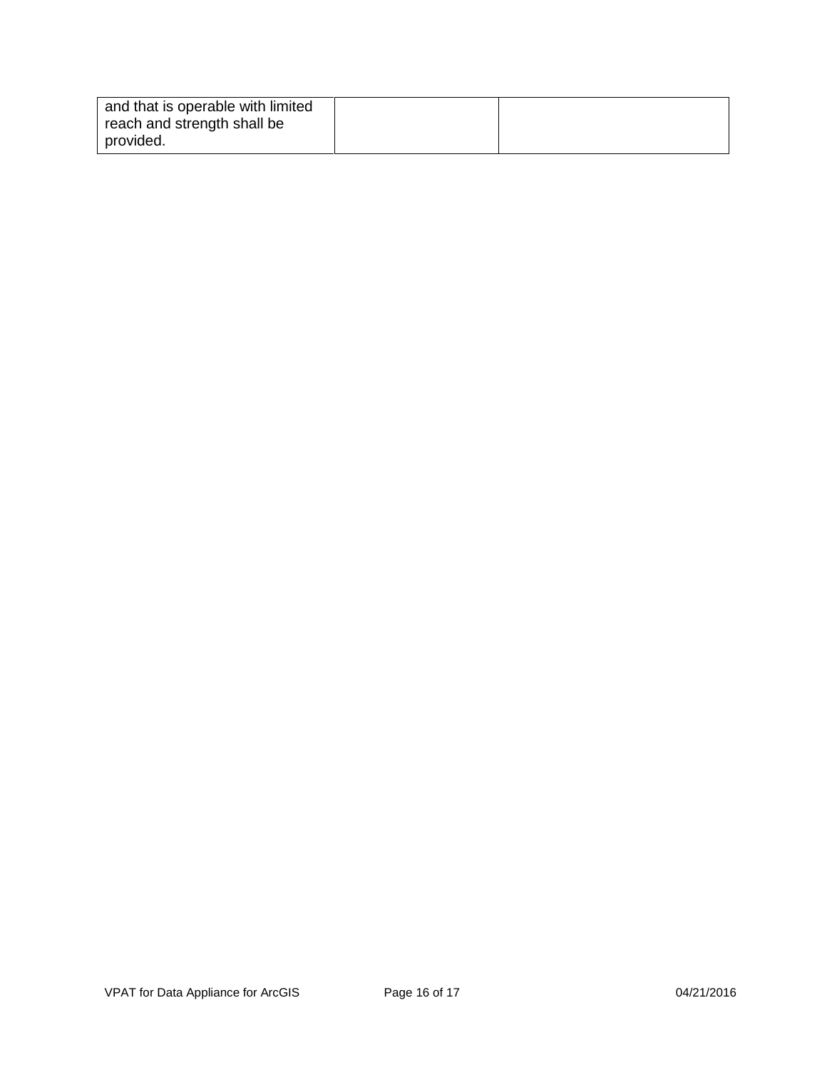| | | |
|---|---|---|
| and that is operable with limited reach and strength shall be provided. | | |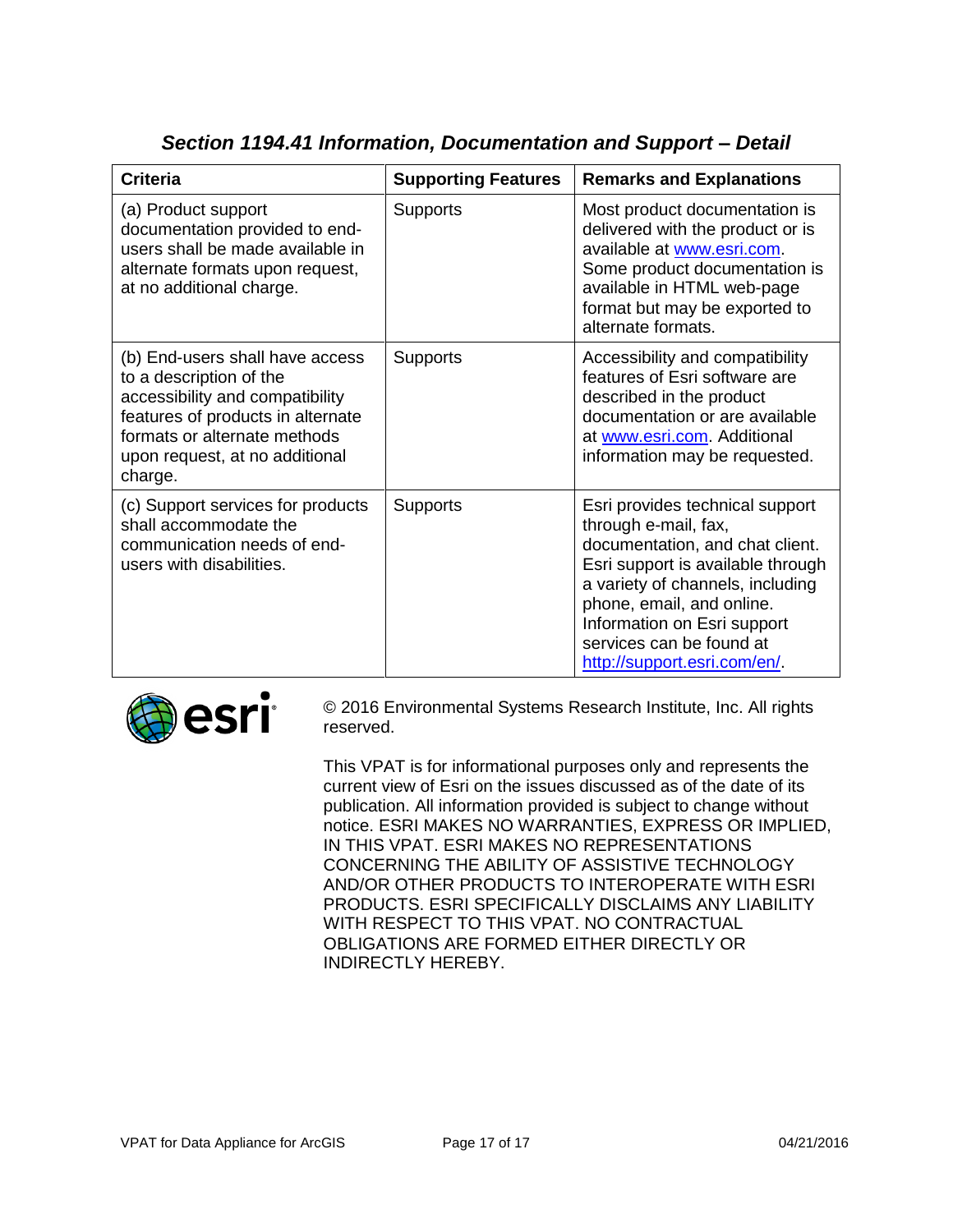### *Section 1194.41 Information, Documentation and Support – Detail*

| Criteria | Supporting Features | Remarks and Explanations |
|---|---|---|
| (a) Product support documentation provided to end-users shall be made available in alternate formats upon request, at no additional charge. | Supports | Most product documentation is delivered with the product or is available at www.esri.com. Some product documentation is available in HTML web-page format but may be exported to alternate formats. |
| (b) End-users shall have access to a description of the accessibility and compatibility features of products in alternate formats or alternate methods upon request, at no additional charge. | Supports | Accessibility and compatibility features of Esri software are described in the product documentation or are available at www.esri.com. Additional information may be requested. |
| (c) Support services for products shall accommodate the communication needs of end-users with disabilities. | Supports | Esri provides technical support through e-mail, fax, documentation, and chat client. Esri support is available through a variety of channels, including phone, email, and online. Information on Esri support services can be found at http://support.esri.com/en/. |

esri

© 2016 Environmental Systems Research Institute, Inc. All rights reserved.

This VPAT is for informational purposes only and represents the current view of Esri on the issues discussed as of the date of its publication. All information provided is subject to change without notice. ESRI MAKES NO WARRANTIES, EXPRESS OR IMPLIED, IN THIS VPAT. ESRI MAKES NO REPRESENTATIONS CONCERNING THE ABILITY OF ASSISTIVE TECHNOLOGY AND/OR OTHER PRODUCTS TO INTEROPERATE WITH ESRI PRODUCTS. ESRI SPECIFICALLY DISCLAIMS ANY LIABILITY WITH RESPECT TO THIS VPAT. NO CONTRACTUAL OBLIGATIONS ARE FORMED EITHER DIRECTLY OR INDIRECTLY HEREBY.